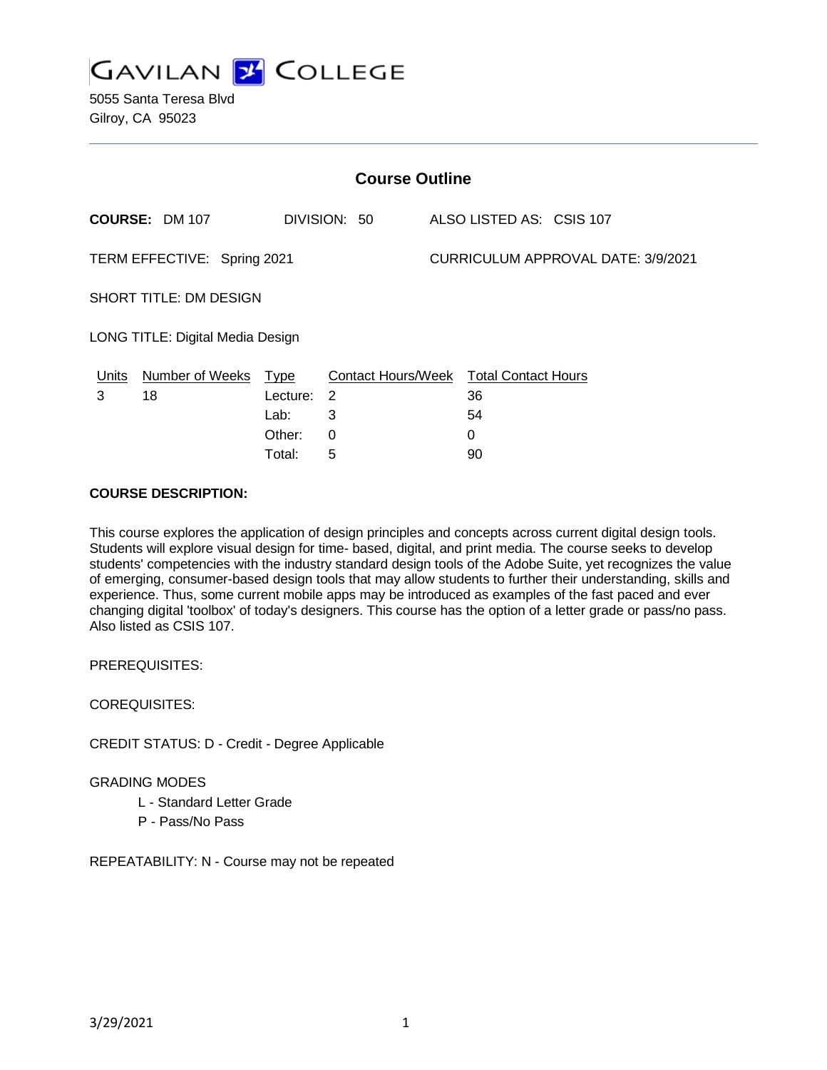# GAVILAN COLLEGE

5055 Santa Teresa Blvd
Gilroy, CA 95023

## Course Outline

**COURSE:** DM 107 DIVISION: 50 ALSO LISTED AS: CSIS 107

TERM EFFECTIVE: Spring 2021 CURRICULUM APPROVAL DATE: 3/9/2021

SHORT TITLE: DM DESIGN

LONG TITLE: Digital Media Design

| Units | Number of Weeks | Type | Contact Hours/Week | Total Contact Hours |
|---|---|---|---|---|
| 3 | 18 | Lecture: | 2 | 36 |
| | | Lab: | 3 | 54 |
| | | Other: | 0 | 0 |
| | | Total: | 5 | 90 |

**COURSE DESCRIPTION:**

This course explores the application of design principles and concepts across current digital design tools. Students will explore visual design for time- based, digital, and print media. The course seeks to develop students' competencies with the industry standard design tools of the Adobe Suite, yet recognizes the value of emerging, consumer-based design tools that may allow students to further their understanding, skills and experience. Thus, some current mobile apps may be introduced as examples of the fast paced and ever changing digital 'toolbox' of today's designers. This course has the option of a letter grade or pass/no pass. Also listed as CSIS 107.

PREREQUISITES:

COREQUISITES:

CREDIT STATUS: D - Credit - Degree Applicable

GRADING MODES

- L - Standard Letter Grade
- P - Pass/No Pass

REPEATABILITY: N - Course may not be repeated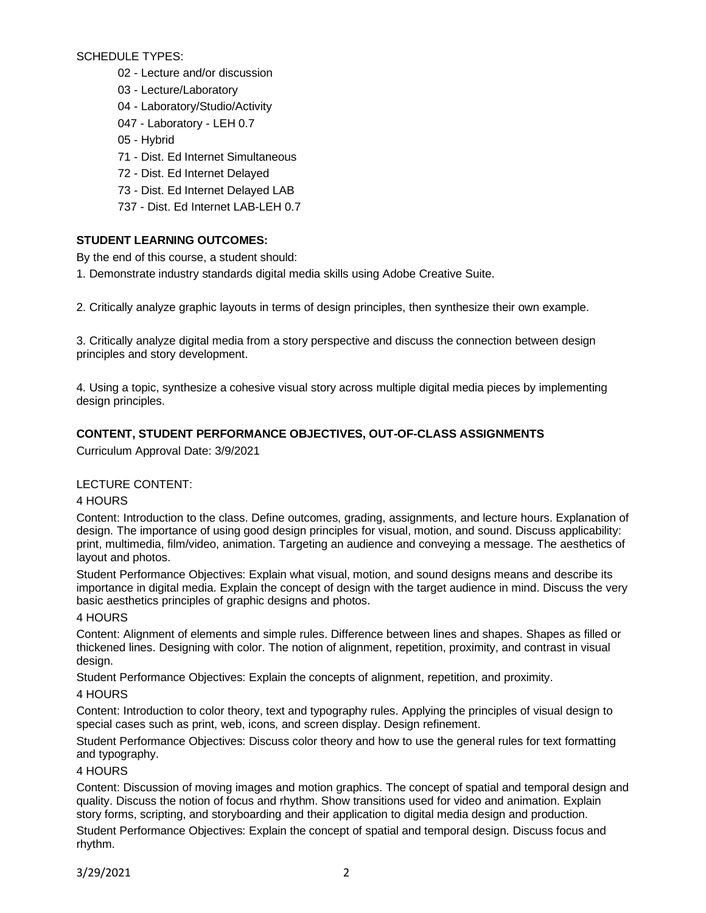SCHEDULE TYPES:

- 02 - Lecture and/or discussion
- 03 - Lecture/Laboratory
- 04 - Laboratory/Studio/Activity
- 047 - Laboratory - LEH 0.7
- 05 - Hybrid
- 71 - Dist. Ed Internet Simultaneous
- 72 - Dist. Ed Internet Delayed
- 73 - Dist. Ed Internet Delayed LAB
- 737 - Dist. Ed Internet LAB-LEH 0.7

**STUDENT LEARNING OUTCOMES:**

By the end of this course, a student should:

1. Demonstrate industry standards digital media skills using Adobe Creative Suite.

2. Critically analyze graphic layouts in terms of design principles, then synthesize their own example.

3. Critically analyze digital media from a story perspective and discuss the connection between design principles and story development.

4. Using a topic, synthesize a cohesive visual story across multiple digital media pieces by implementing design principles.

**CONTENT, STUDENT PERFORMANCE OBJECTIVES, OUT-OF-CLASS ASSIGNMENTS**

Curriculum Approval Date: 3/9/2021

LECTURE CONTENT:

4 HOURS

Content: Introduction to the class. Define outcomes, grading, assignments, and lecture hours. Explanation of design. The importance of using good design principles for visual, motion, and sound. Discuss applicability: print, multimedia, film/video, animation. Targeting an audience and conveying a message. The aesthetics of layout and photos.

Student Performance Objectives: Explain what visual, motion, and sound designs means and describe its importance in digital media. Explain the concept of design with the target audience in mind. Discuss the very basic aesthetics principles of graphic designs and photos.

4 HOURS

Content: Alignment of elements and simple rules. Difference between lines and shapes. Shapes as filled or thickened lines. Designing with color. The notion of alignment, repetition, proximity, and contrast in visual design.

Student Performance Objectives: Explain the concepts of alignment, repetition, and proximity.

4 HOURS

Content: Introduction to color theory, text and typography rules. Applying the principles of visual design to special cases such as print, web, icons, and screen display. Design refinement.

Student Performance Objectives: Discuss color theory and how to use the general rules for text formatting and typography.

4 HOURS

Content: Discussion of moving images and motion graphics. The concept of spatial and temporal design and quality. Discuss the notion of focus and rhythm. Show transitions used for video and animation. Explain story forms, scripting, and storyboarding and their application to digital media design and production.

Student Performance Objectives: Explain the concept of spatial and temporal design. Discuss focus and rhythm.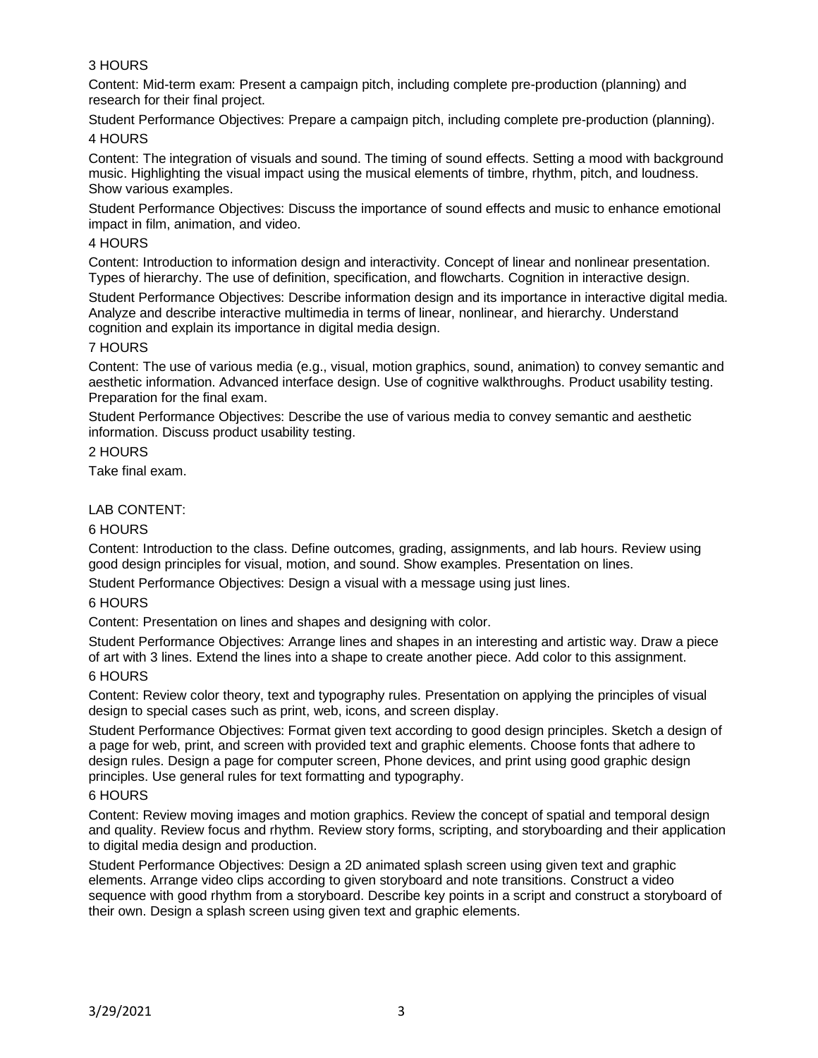3 HOURS

Content: Mid-term exam: Present a campaign pitch, including complete pre-production (planning) and research for their final project.

Student Performance Objectives: Prepare a campaign pitch, including complete pre-production (planning).

4 HOURS

Content: The integration of visuals and sound. The timing of sound effects. Setting a mood with background music. Highlighting the visual impact using the musical elements of timbre, rhythm, pitch, and loudness. Show various examples.

Student Performance Objectives: Discuss the importance of sound effects and music to enhance emotional impact in film, animation, and video.

4 HOURS

Content: Introduction to information design and interactivity. Concept of linear and nonlinear presentation. Types of hierarchy. The use of definition, specification, and flowcharts. Cognition in interactive design.

Student Performance Objectives: Describe information design and its importance in interactive digital media. Analyze and describe interactive multimedia in terms of linear, nonlinear, and hierarchy. Understand cognition and explain its importance in digital media design.

7 HOURS

Content: The use of various media (e.g., visual, motion graphics, sound, animation) to convey semantic and aesthetic information. Advanced interface design. Use of cognitive walkthroughs. Product usability testing. Preparation for the final exam.

Student Performance Objectives: Describe the use of various media to convey semantic and aesthetic information. Discuss product usability testing.

2 HOURS

Take final exam.

LAB CONTENT:

6 HOURS

Content: Introduction to the class. Define outcomes, grading, assignments, and lab hours. Review using good design principles for visual, motion, and sound. Show examples. Presentation on lines.

Student Performance Objectives: Design a visual with a message using just lines.

6 HOURS

Content: Presentation on lines and shapes and designing with color.

Student Performance Objectives: Arrange lines and shapes in an interesting and artistic way. Draw a piece of art with 3 lines. Extend the lines into a shape to create another piece. Add color to this assignment.

6 HOURS

Content: Review color theory, text and typography rules. Presentation on applying the principles of visual design to special cases such as print, web, icons, and screen display.

Student Performance Objectives: Format given text according to good design principles. Sketch a design of a page for web, print, and screen with provided text and graphic elements. Choose fonts that adhere to design rules. Design a page for computer screen, Phone devices, and print using good graphic design principles. Use general rules for text formatting and typography.

6 HOURS

Content: Review moving images and motion graphics. Review the concept of spatial and temporal design and quality. Review focus and rhythm. Review story forms, scripting, and storyboarding and their application to digital media design and production.

Student Performance Objectives: Design a 2D animated splash screen using given text and graphic elements. Arrange video clips according to given storyboard and note transitions. Construct a video sequence with good rhythm from a storyboard. Describe key points in a script and construct a storyboard of their own. Design a splash screen using given text and graphic elements.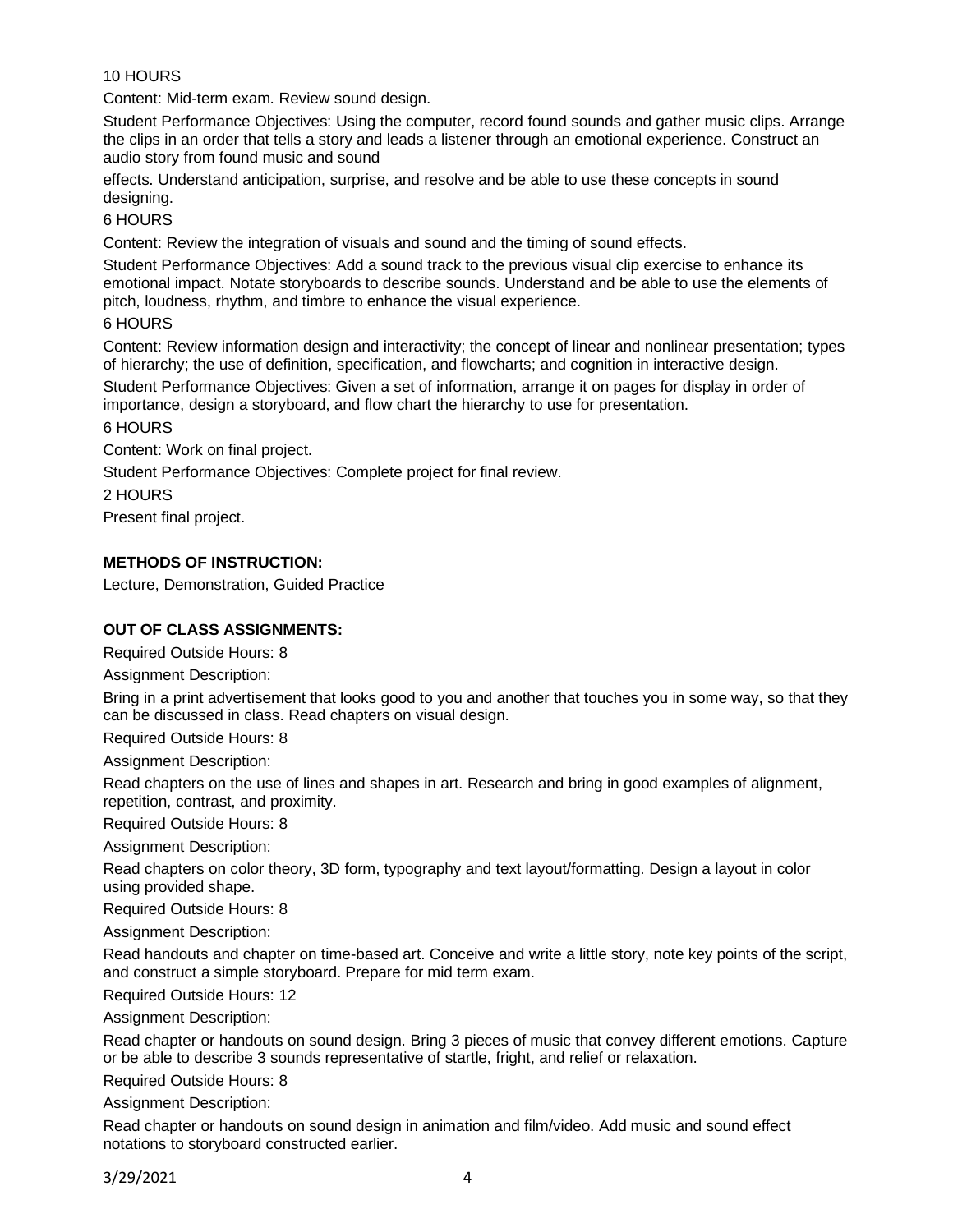10 HOURS

Content: Mid-term exam. Review sound design.

Student Performance Objectives: Using the computer, record found sounds and gather music clips. Arrange the clips in an order that tells a story and leads a listener through an emotional experience. Construct an audio story from found music and sound effects. Understand anticipation, surprise, and resolve and be able to use these concepts in sound designing.

6 HOURS

Content: Review the integration of visuals and sound and the timing of sound effects.

Student Performance Objectives: Add a sound track to the previous visual clip exercise to enhance its emotional impact. Notate storyboards to describe sounds. Understand and be able to use the elements of pitch, loudness, rhythm, and timbre to enhance the visual experience.

6 HOURS

Content: Review information design and interactivity; the concept of linear and nonlinear presentation; types of hierarchy; the use of definition, specification, and flowcharts; and cognition in interactive design.

Student Performance Objectives: Given a set of information, arrange it on pages for display in order of importance, design a storyboard, and flow chart the hierarchy to use for presentation.

6 HOURS

Content: Work on final project.

Student Performance Objectives: Complete project for final review.

2 HOURS

Present final project.

**METHODS OF INSTRUCTION:**

Lecture, Demonstration, Guided Practice

**OUT OF CLASS ASSIGNMENTS:**

Required Outside Hours: 8

Assignment Description:

Bring in a print advertisement that looks good to you and another that touches you in some way, so that they can be discussed in class. Read chapters on visual design.

Required Outside Hours: 8

Assignment Description:

Read chapters on the use of lines and shapes in art. Research and bring in good examples of alignment, repetition, contrast, and proximity.

Required Outside Hours: 8

Assignment Description:

Read chapters on color theory, 3D form, typography and text layout/formatting. Design a layout in color using provided shape.

Required Outside Hours: 8

Assignment Description:

Read handouts and chapter on time-based art. Conceive and write a little story, note key points of the script, and construct a simple storyboard. Prepare for mid term exam.

Required Outside Hours: 12

Assignment Description:

Read chapter or handouts on sound design. Bring 3 pieces of music that convey different emotions. Capture or be able to describe 3 sounds representative of startle, fright, and relief or relaxation.

Required Outside Hours: 8

Assignment Description:

Read chapter or handouts on sound design in animation and film/video. Add music and sound effect notations to storyboard constructed earlier.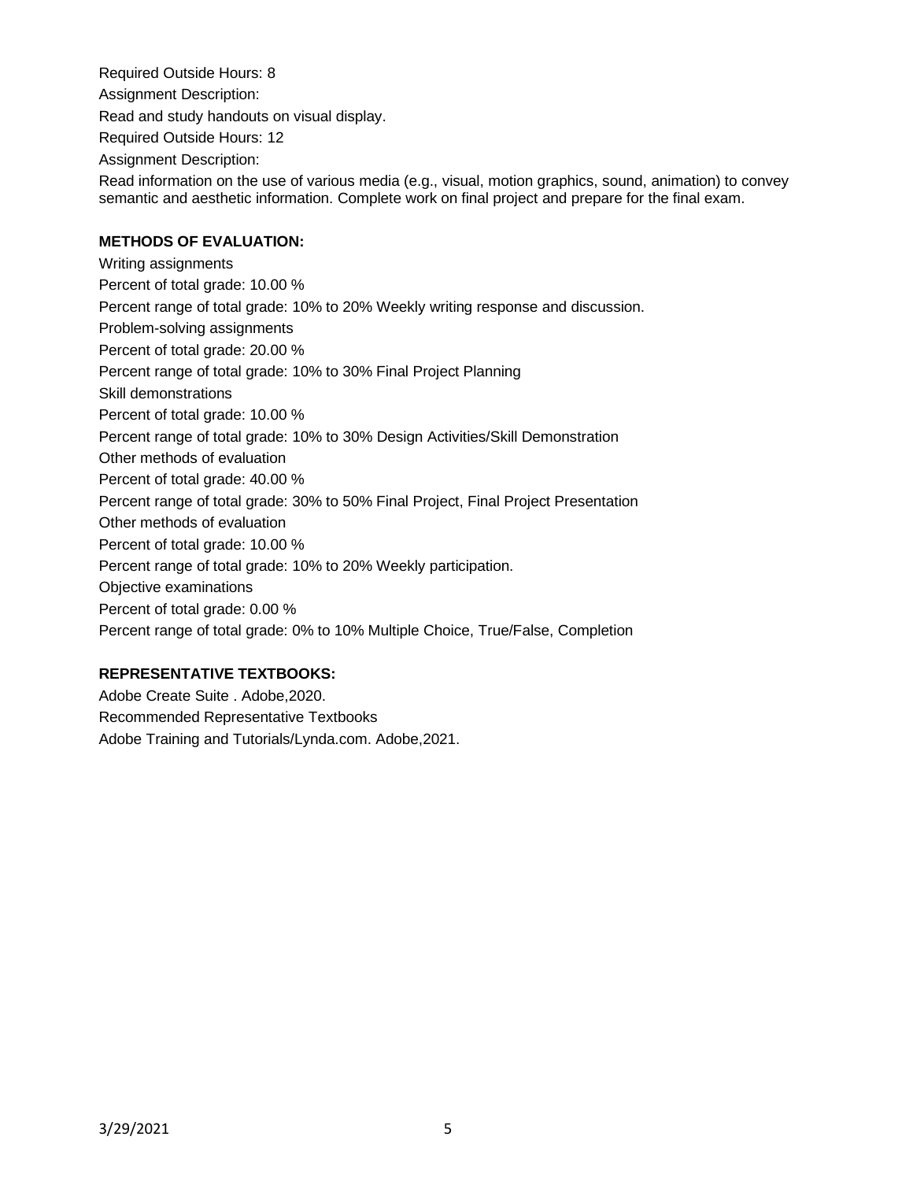Required Outside Hours: 8

Assignment Description:

Read and study handouts on visual display.

Required Outside Hours: 12

Assignment Description:

Read information on the use of various media (e.g., visual, motion graphics, sound, animation) to convey semantic and aesthetic information. Complete work on final project and prepare for the final exam.

**METHODS OF EVALUATION:**

Writing assignments

Percent of total grade: 10.00 %

Percent range of total grade: 10% to 20% Weekly writing response and discussion.

Problem-solving assignments

Percent of total grade: 20.00 %

Percent range of total grade: 10% to 30% Final Project Planning

Skill demonstrations

Percent of total grade: 10.00 %

Percent range of total grade: 10% to 30% Design Activities/Skill Demonstration

Other methods of evaluation

Percent of total grade: 40.00 %

Percent range of total grade: 30% to 50% Final Project, Final Project Presentation

Other methods of evaluation

Percent of total grade: 10.00 %

Percent range of total grade: 10% to 20% Weekly participation.

Objective examinations

Percent of total grade: 0.00 %

Percent range of total grade: 0% to 10% Multiple Choice, True/False, Completion

**REPRESENTATIVE TEXTBOOKS:**

Adobe Create Suite . Adobe,2020.

Recommended Representative Textbooks

Adobe Training and Tutorials/Lynda.com. Adobe,2021.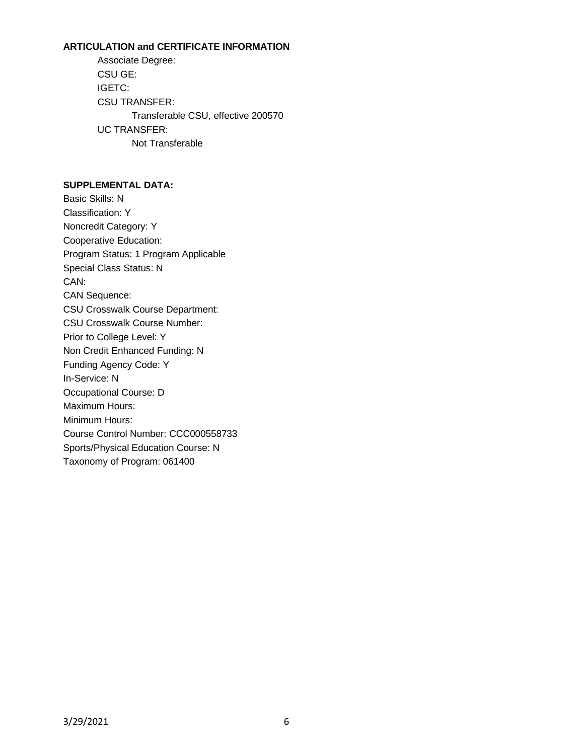**ARTICULATION and CERTIFICATE INFORMATION**

Associate Degree:
CSU GE:
IGETC:
CSU TRANSFER:
Transferable CSU, effective 200570
UC TRANSFER:
Not Transferable

**SUPPLEMENTAL DATA:**

Basic Skills: N
Classification: Y
Noncredit Category: Y
Cooperative Education:
Program Status: 1 Program Applicable
Special Class Status: N
CAN:
CAN Sequence:
CSU Crosswalk Course Department:
CSU Crosswalk Course Number:
Prior to College Level: Y
Non Credit Enhanced Funding: N
Funding Agency Code: Y
In-Service: N
Occupational Course: D
Maximum Hours:
Minimum Hours:
Course Control Number: CCC000558733
Sports/Physical Education Course: N
Taxonomy of Program: 061400